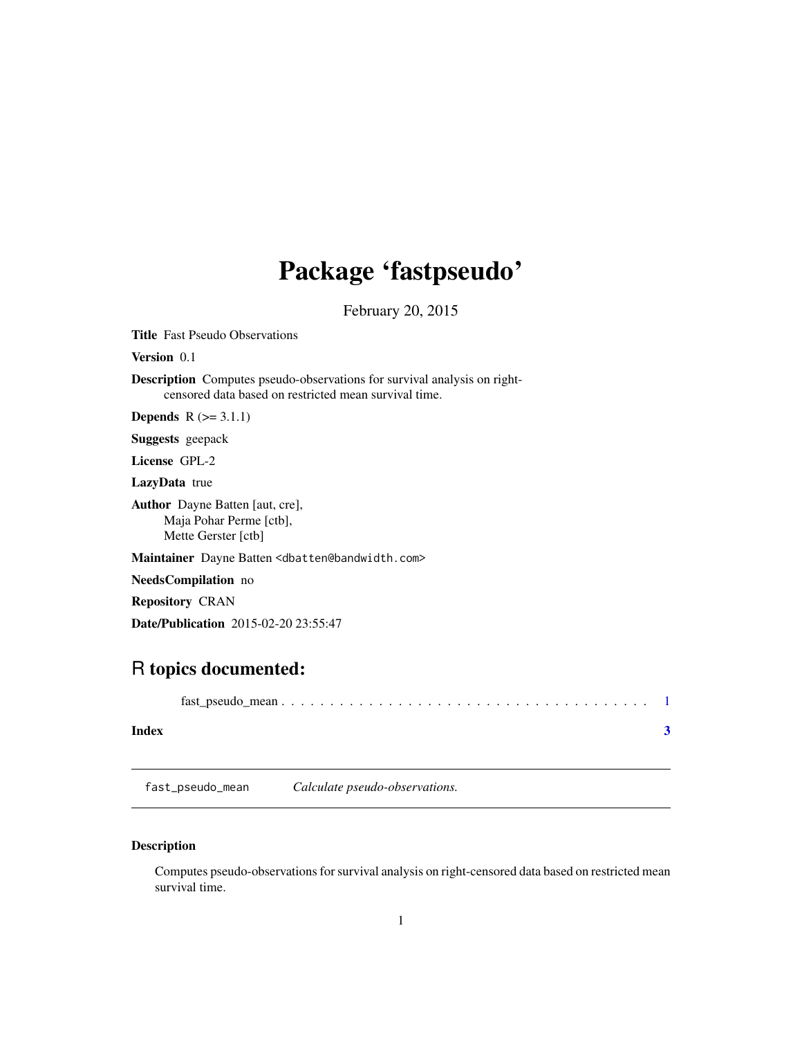# Package 'fastpseudo'

February 20, 2015

**Title** Fast Pseudo Observations

**Version** 0.1

**Description** Computes pseudo-observations for survival analysis on right-censored data based on restricted mean survival time.

**Depends** R (>= 3.1.1)

**Suggests** geepack

**License** GPL-2

**LazyData** true

**Author** Dayne Batten [aut, cre],
Maja Pohar Perme [ctb],
Mette Gerster [ctb]

**Maintainer** Dayne Batten <dbatten@bandwidth.com>

**NeedsCompilation** no

**Repository** CRAN

**Date/Publication** 2015-02-20 23:55:47

## R topics documented:

fast_pseudo_mean . . . . . . . . . . . . . . . . . . . . . . . . . . . . . . . . . . . . . . 1

**Index** **3**

---

`fast_pseudo_mean` *Calculate pseudo-observations.*

---

### Description

Computes pseudo-observations for survival analysis on right-censored data based on restricted mean survival time.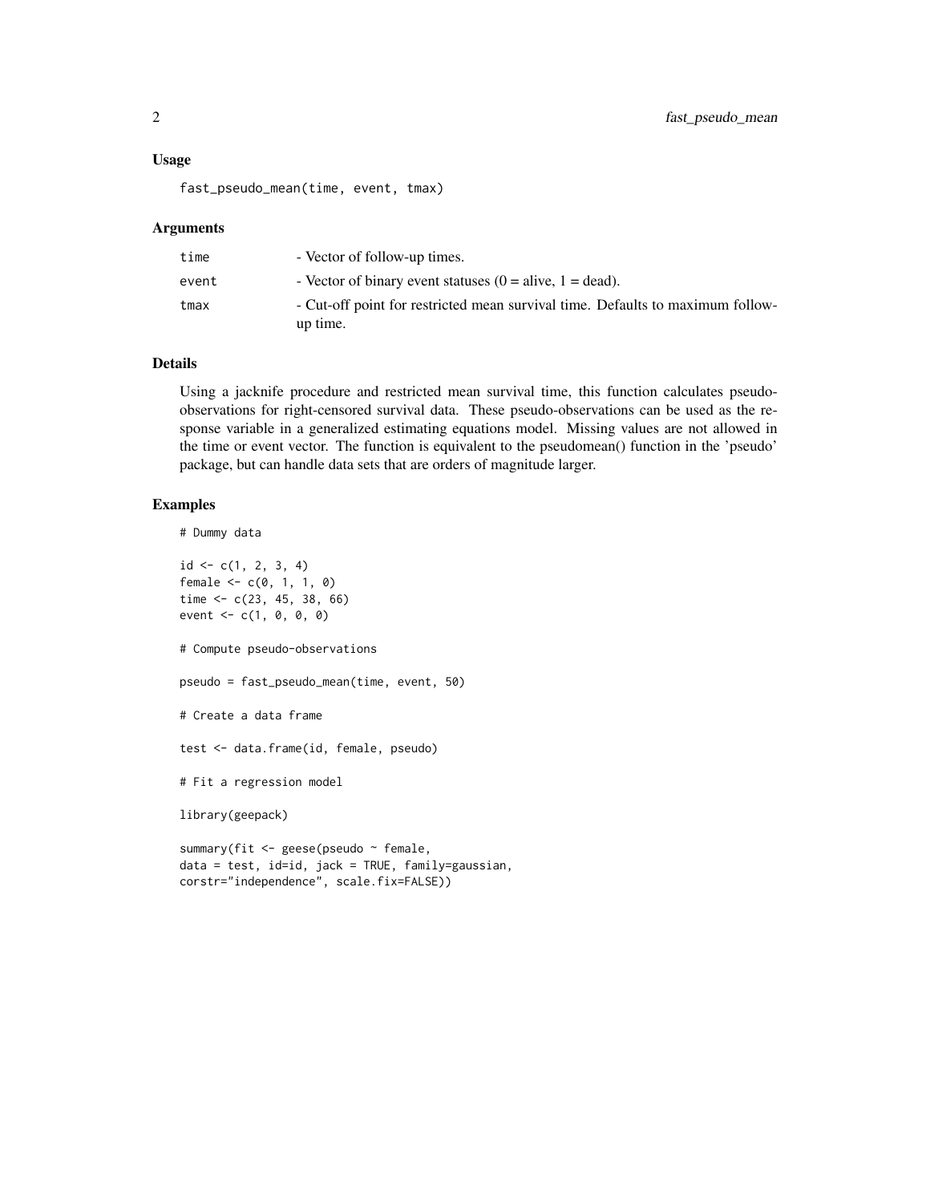### Usage

```
fast_pseudo_mean(time, event, tmax)
```

### Arguments

| | |
|---|---|
| time | - Vector of follow-up times. |
| event | - Vector of binary event statuses (0 = alive, 1 = dead). |
| tmax | - Cut-off point for restricted mean survival time. Defaults to maximum follow-up time. |

### Details

Using a jacknife procedure and restricted mean survival time, this function calculates pseudo-observations for right-censored survival data. These pseudo-observations can be used as the response variable in a generalized estimating equations model. Missing values are not allowed in the time or event vector. The function is equivalent to the pseudomean() function in the 'pseudo' package, but can handle data sets that are orders of magnitude larger.

### Examples

```
# Dummy data

id <- c(1, 2, 3, 4)
female <- c(0, 1, 1, 0)
time <- c(23, 45, 38, 66)
event <- c(1, 0, 0, 0)

# Compute pseudo-observations

pseudo = fast_pseudo_mean(time, event, 50)

# Create a data frame

test <- data.frame(id, female, pseudo)

# Fit a regression model

library(geepack)

summary(fit <- geese(pseudo ~ female,
data = test, id=id, jack = TRUE, family=gaussian,
corstr="independence", scale.fix=FALSE))
```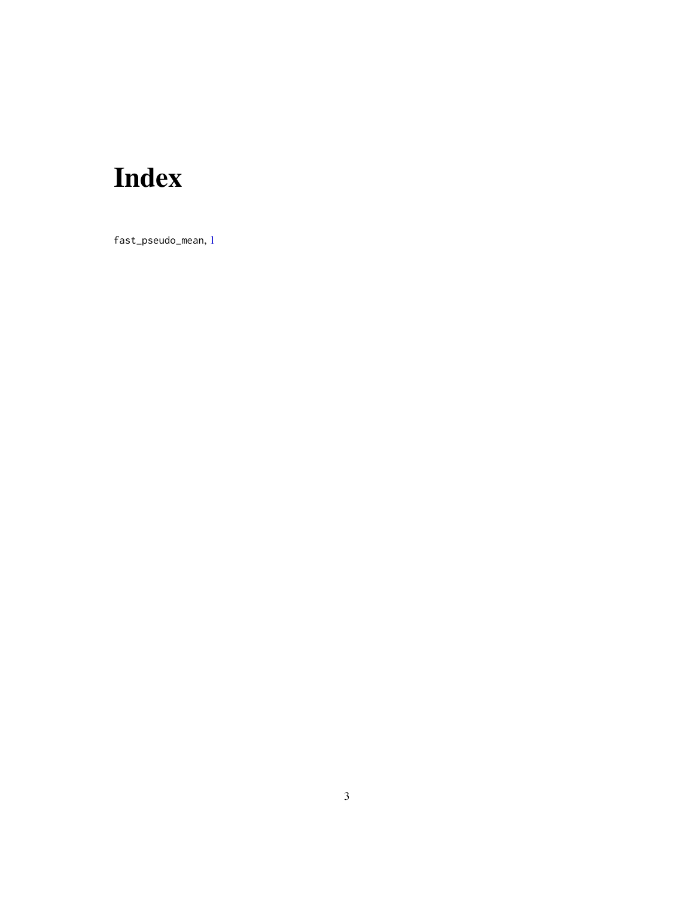# Index

fast_pseudo_mean, 1